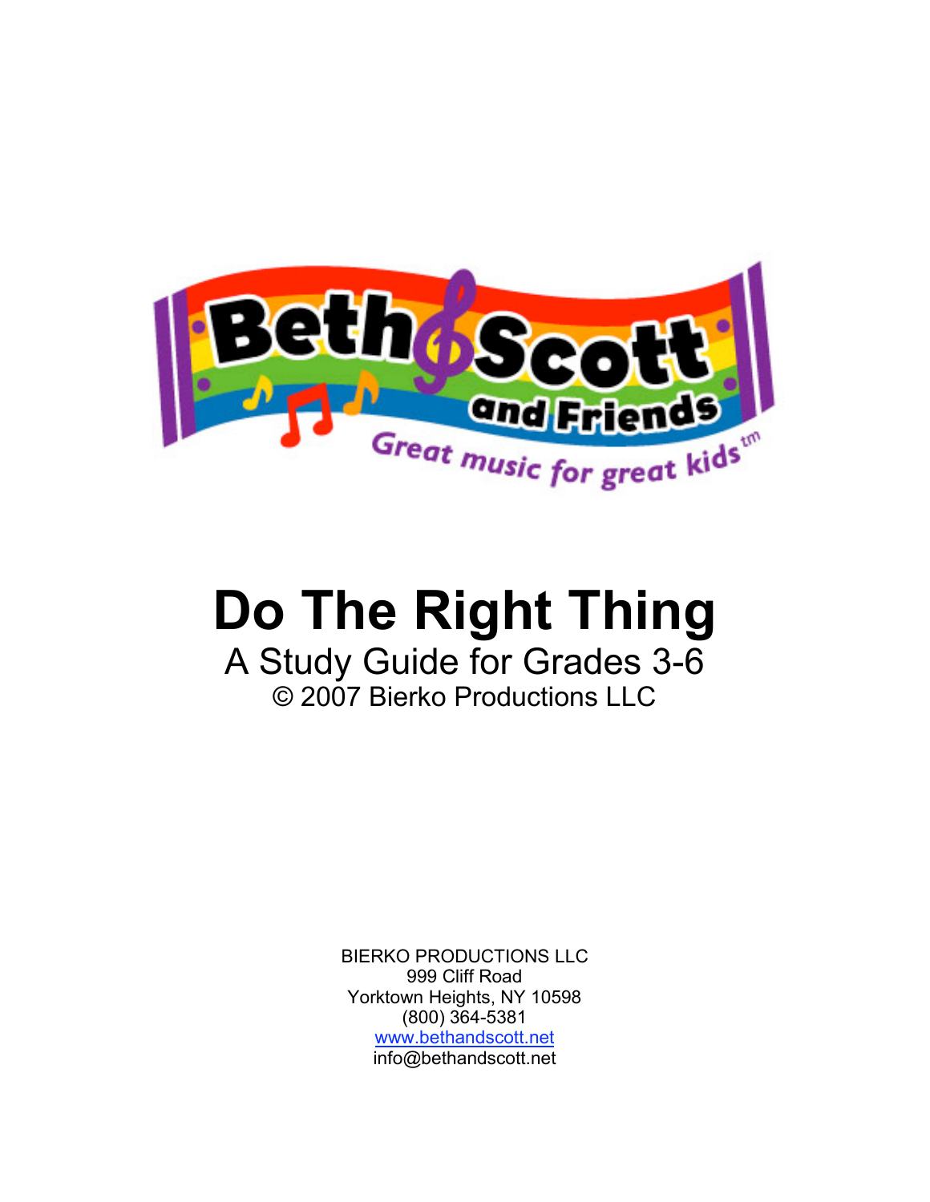Beth & Scott and Friends

Great music for great kids™

# Do The Right Thing

## A Study Guide for Grades 3-6

© 2007 Bierko Productions LLC

BIERKO PRODUCTIONS LLC
999 Cliff Road
Yorktown Heights, NY 10598
(800) 364-5381
www.bethandscott.net
info@bethandscott.net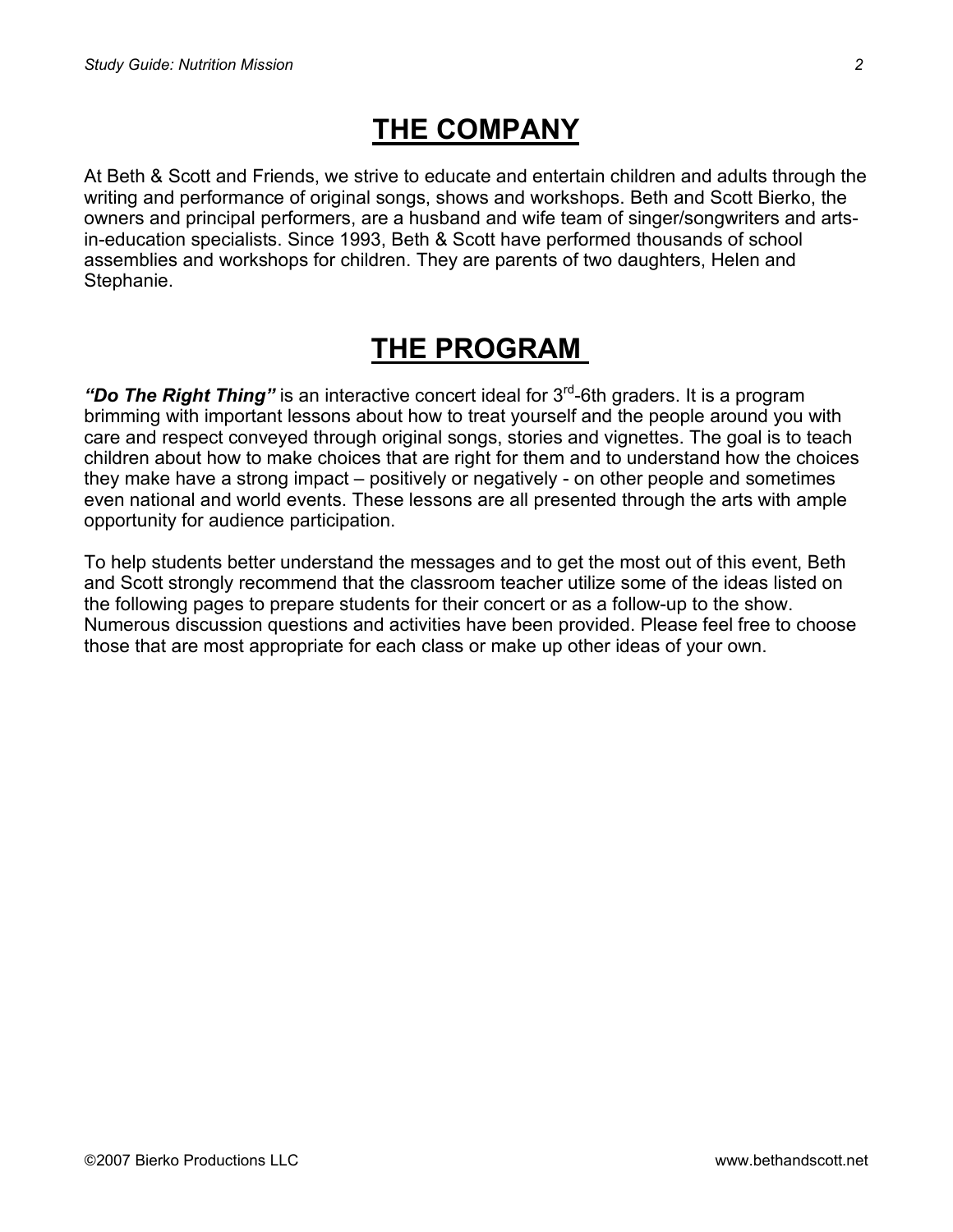# THE COMPANY

At Beth & Scott and Friends, we strive to educate and entertain children and adults through the writing and performance of original songs, shows and workshops. Beth and Scott Bierko, the owners and principal performers, are a husband and wife team of singer/songwriters and arts-in-education specialists. Since 1993, Beth & Scott have performed thousands of school assemblies and workshops for children. They are parents of two daughters, Helen and Stephanie.

# THE PROGRAM

***"Do The Right Thing"*** is an interactive concert ideal for 3rd-6th graders. It is a program brimming with important lessons about how to treat yourself and the people around you with care and respect conveyed through original songs, stories and vignettes. The goal is to teach children about how to make choices that are right for them and to understand how the choices they make have a strong impact – positively or negatively - on other people and sometimes even national and world events. These lessons are all presented through the arts with ample opportunity for audience participation.

To help students better understand the messages and to get the most out of this event, Beth and Scott strongly recommend that the classroom teacher utilize some of the ideas listed on the following pages to prepare students for their concert or as a follow-up to the show. Numerous discussion questions and activities have been provided. Please feel free to choose those that are most appropriate for each class or make up other ideas of your own.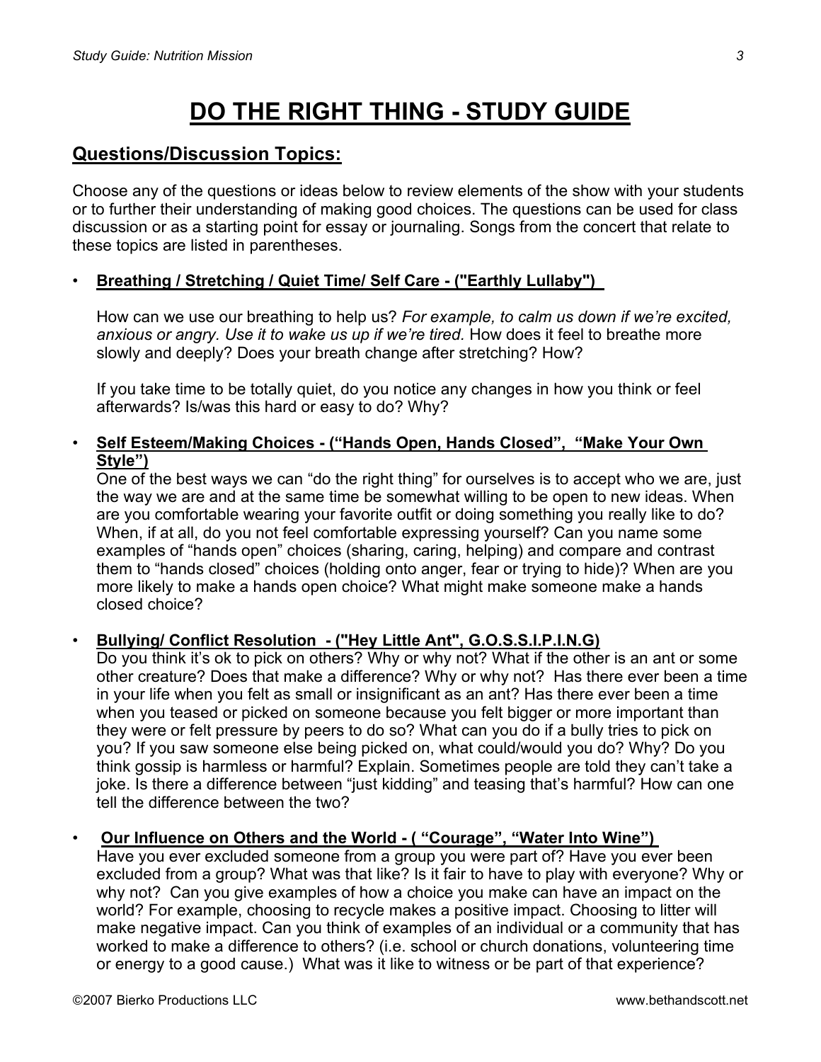# DO THE RIGHT THING - STUDY GUIDE

## Questions/Discussion Topics:

Choose any of the questions or ideas below to review elements of the show with your students or to further their understanding of making good choices. The questions can be used for class discussion or as a starting point for essay or journaling. Songs from the concert that relate to these topics are listed in parentheses.

- **Breathing / Stretching / Quiet Time/ Self Care - ("Earthly Lullaby")**

  How can we use our breathing to help us? *For example, to calm us down if we're excited, anxious or angry. Use it to wake us up if we're tired.* How does it feel to breathe more slowly and deeply? Does your breath change after stretching? How?

  If you take time to be totally quiet, do you notice any changes in how you think or feel afterwards? Is/was this hard or easy to do? Why?

- **Self Esteem/Making Choices - ("Hands Open, Hands Closed", "Make Your Own Style")**

  One of the best ways we can "do the right thing" for ourselves is to accept who we are, just the way we are and at the same time be somewhat willing to be open to new ideas. When are you comfortable wearing your favorite outfit or doing something you really like to do? When, if at all, do you not feel comfortable expressing yourself? Can you name some examples of "hands open" choices (sharing, caring, helping) and compare and contrast them to "hands closed" choices (holding onto anger, fear or trying to hide)? When are you more likely to make a hands open choice? What might make someone make a hands closed choice?

- **Bullying/ Conflict Resolution - ("Hey Little Ant", G.O.S.S.I.P.I.N.G)**

  Do you think it's ok to pick on others? Why or why not? What if the other is an ant or some other creature? Does that make a difference? Why or why not? Has there ever been a time in your life when you felt as small or insignificant as an ant? Has there ever been a time when you teased or picked on someone because you felt bigger or more important than they were or felt pressure by peers to do so? What can you do if a bully tries to pick on you? If you saw someone else being picked on, what could/would you do? Why? Do you think gossip is harmless or harmful? Explain. Sometimes people are told they can't take a joke. Is there a difference between "just kidding" and teasing that's harmful? How can one tell the difference between the two?

- **Our Influence on Others and the World - ( "Courage", "Water Into Wine")**

  Have you ever excluded someone from a group you were part of? Have you ever been excluded from a group? What was that like? Is it fair to have to play with everyone? Why or why not? Can you give examples of how a choice you make can have an impact on the world? For example, choosing to recycle makes a positive impact. Choosing to litter will make negative impact. Can you think of examples of an individual or a community that has worked to make a difference to others? (i.e. school or church donations, volunteering time or energy to a good cause.) What was it like to witness or be part of that experience?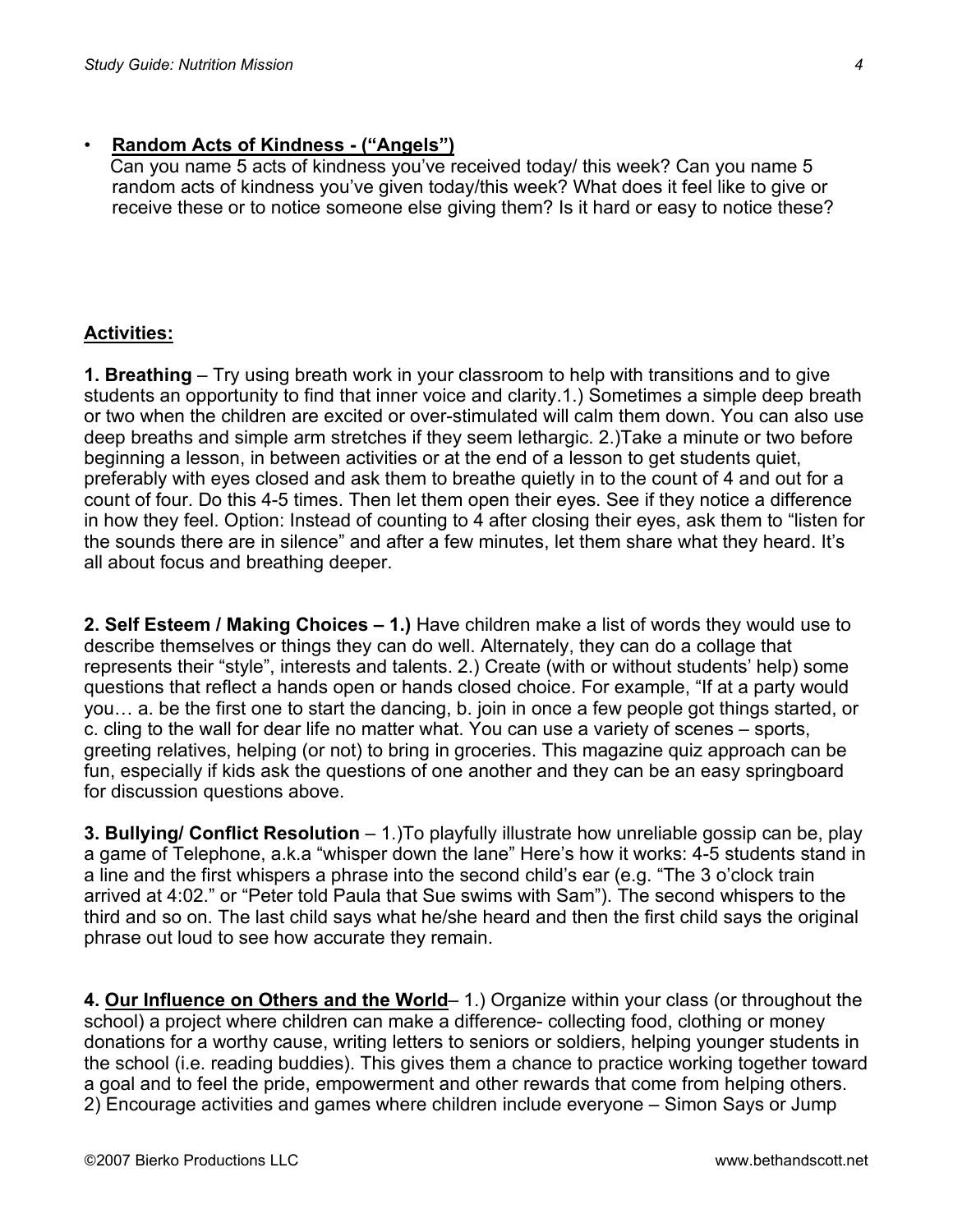- **Random Acts of Kindness - ("Angels")**
  Can you name 5 acts of kindness you've received today/ this week? Can you name 5 random acts of kindness you've given today/this week? What does it feel like to give or receive these or to notice someone else giving them? Is it hard or easy to notice these?

**Activities:**

**1. Breathing** – Try using breath work in your classroom to help with transitions and to give students an opportunity to find that inner voice and clarity.1.) Sometimes a simple deep breath or two when the children are excited or over-stimulated will calm them down. You can also use deep breaths and simple arm stretches if they seem lethargic. 2.)Take a minute or two before beginning a lesson, in between activities or at the end of a lesson to get students quiet, preferably with eyes closed and ask them to breathe quietly in to the count of 4 and out for a count of four. Do this 4-5 times. Then let them open their eyes. See if they notice a difference in how they feel. Option: Instead of counting to 4 after closing their eyes, ask them to "listen for the sounds there are in silence" and after a few minutes, let them share what they heard. It's all about focus and breathing deeper.

**2. Self Esteem / Making Choices – 1.)** Have children make a list of words they would use to describe themselves or things they can do well. Alternately, they can do a collage that represents their "style", interests and talents. 2.) Create (with or without students' help) some questions that reflect a hands open or hands closed choice. For example, "If at a party would you… a. be the first one to start the dancing, b. join in once a few people got things started, or c. cling to the wall for dear life no matter what. You can use a variety of scenes – sports, greeting relatives, helping (or not) to bring in groceries. This magazine quiz approach can be fun, especially if kids ask the questions of one another and they can be an easy springboard for discussion questions above.

**3. Bullying/ Conflict Resolution** – 1.)To playfully illustrate how unreliable gossip can be, play a game of Telephone, a.k.a "whisper down the lane" Here's how it works: 4-5 students stand in a line and the first whispers a phrase into the second child's ear (e.g. "The 3 o'clock train arrived at 4:02." or "Peter told Paula that Sue swims with Sam"). The second whispers to the third and so on. The last child says what he/she heard and then the first child says the original phrase out loud to see how accurate they remain.

**4. Our Influence on Others and the World**– 1.) Organize within your class (or throughout the school) a project where children can make a difference- collecting food, clothing or money donations for a worthy cause, writing letters to seniors or soldiers, helping younger students in the school (i.e. reading buddies). This gives them a chance to practice working together toward a goal and to feel the pride, empowerment and other rewards that come from helping others. 2) Encourage activities and games where children include everyone – Simon Says or Jump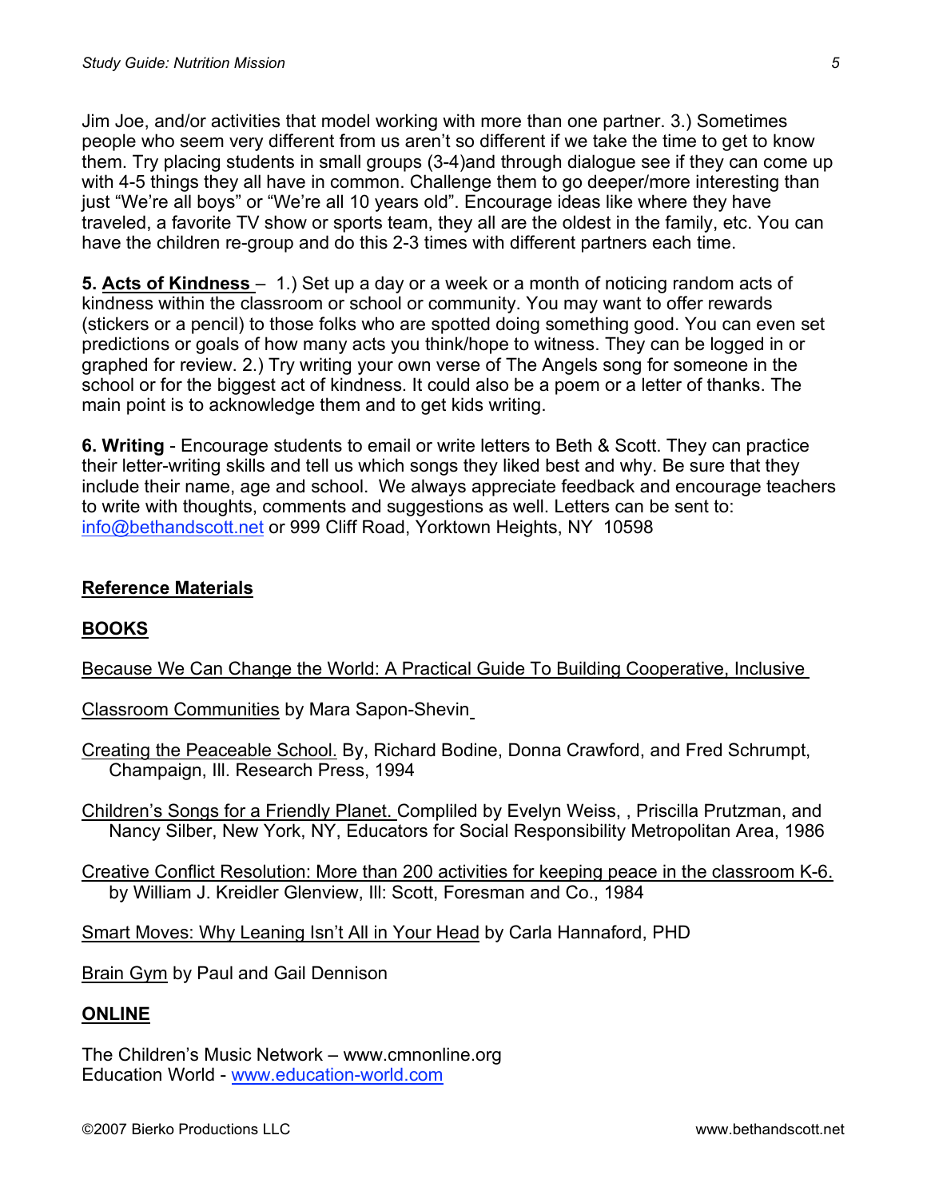Jim Joe, and/or activities that model working with more than one partner. 3.) Sometimes people who seem very different from us aren't so different if we take the time to get to know them. Try placing students in small groups (3-4)and through dialogue see if they can come up with 4-5 things they all have in common. Challenge them to go deeper/more interesting than just "We're all boys" or "We're all 10 years old". Encourage ideas like where they have traveled, a favorite TV show or sports team, they all are the oldest in the family, etc. You can have the children re-group and do this 2-3 times with different partners each time.

**5. Acts of Kindness** – 1.) Set up a day or a week or a month of noticing random acts of kindness within the classroom or school or community. You may want to offer rewards (stickers or a pencil) to those folks who are spotted doing something good. You can even set predictions or goals of how many acts you think/hope to witness. They can be logged in or graphed for review. 2.) Try writing your own verse of The Angels song for someone in the school or for the biggest act of kindness. It could also be a poem or a letter of thanks. The main point is to acknowledge them and to get kids writing.

**6. Writing** - Encourage students to email or write letters to Beth & Scott. They can practice their letter-writing skills and tell us which songs they liked best and why. Be sure that they include their name, age and school. We always appreciate feedback and encourage teachers to write with thoughts, comments and suggestions as well. Letters can be sent to: info@bethandscott.net or 999 Cliff Road, Yorktown Heights, NY 10598

## Reference Materials

### BOOKS

Because We Can Change the World: A Practical Guide To Building Cooperative, Inclusive

Classroom Communities by Mara Sapon-Shevin

Creating the Peaceable School. By, Richard Bodine, Donna Crawford, and Fred Schrumpt, Champaign, Ill. Research Press, 1994

Children's Songs for a Friendly Planet. Compliled by Evelyn Weiss, , Priscilla Prutzman, and Nancy Silber, New York, NY, Educators for Social Responsibility Metropolitan Area, 1986

Creative Conflict Resolution: More than 200 activities for keeping peace in the classroom K-6. by William J. Kreidler Glenview, Ill: Scott, Foresman and Co., 1984

Smart Moves: Why Leaning Isn't All in Your Head by Carla Hannaford, PHD

Brain Gym by Paul and Gail Dennison

### ONLINE

The Children's Music Network – www.cmnonline.org
Education World - www.education-world.com